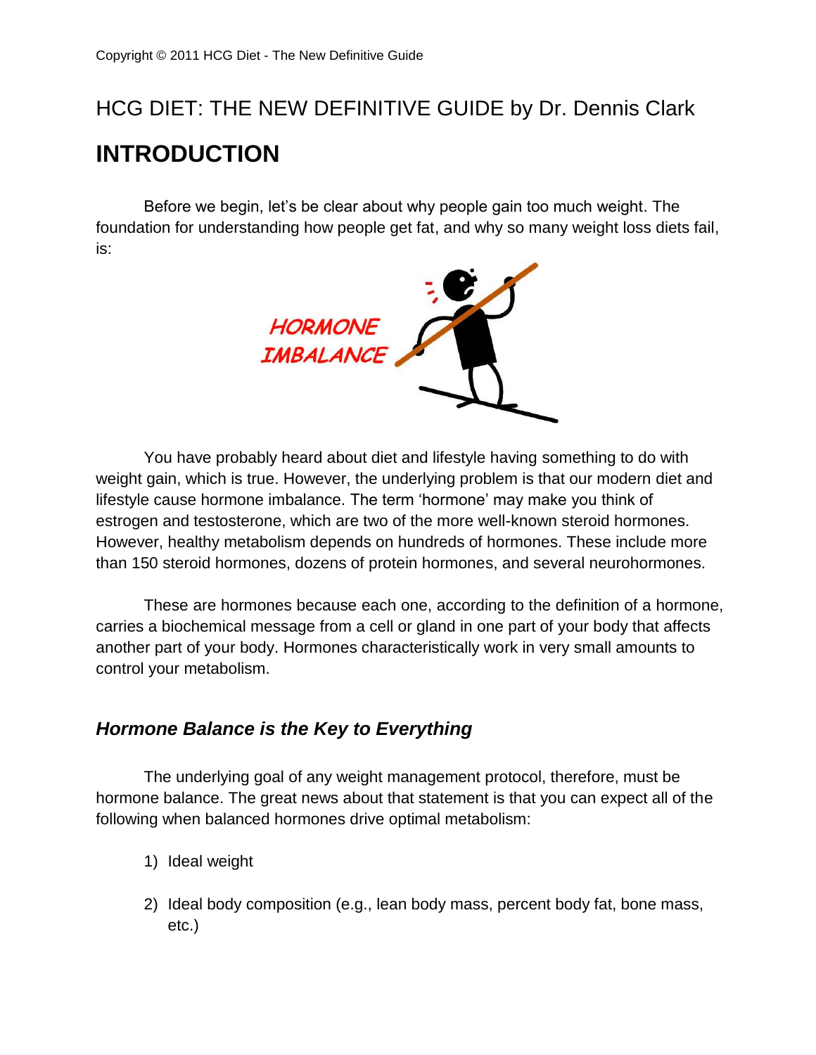# HCG DIET: THE NEW DEFINITIVE GUIDE by Dr. Dennis Clark

## INTRODUCTION

Before we begin, let's be clear about why people gain too much weight. The foundation for understanding how people get fat, and why so many weight loss diets fail, is:

HORMONE IMBALANCE

You have probably heard about diet and lifestyle having something to do with weight gain, which is true. However, the underlying problem is that our modern diet and lifestyle cause hormone imbalance. The term 'hormone' may make you think of estrogen and testosterone, which are two of the more well-known steroid hormones. However, healthy metabolism depends on hundreds of hormones. These include more than 150 steroid hormones, dozens of protein hormones, and several neurohormones.

These are hormones because each one, according to the definition of a hormone, carries a biochemical message from a cell or gland in one part of your body that affects another part of your body. Hormones characteristically work in very small amounts to control your metabolism.

### *Hormone Balance is the Key to Everything*

The underlying goal of any weight management protocol, therefore, must be hormone balance. The great news about that statement is that you can expect all of the following when balanced hormones drive optimal metabolism:

1) Ideal weight

2) Ideal body composition (e.g., lean body mass, percent body fat, bone mass, etc.)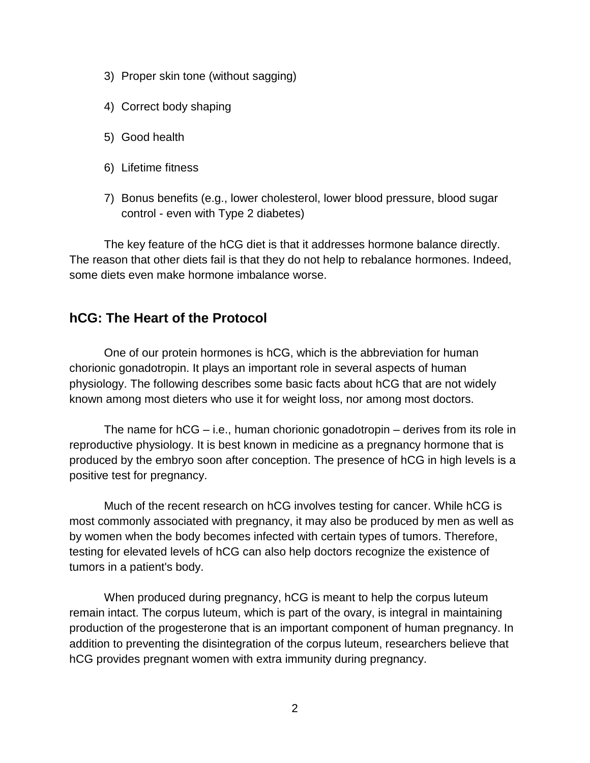3) Proper skin tone (without sagging)

4) Correct body shaping

5) Good health

6) Lifetime fitness

7) Bonus benefits (e.g., lower cholesterol, lower blood pressure, blood sugar control - even with Type 2 diabetes)

The key feature of the hCG diet is that it addresses hormone balance directly. The reason that other diets fail is that they do not help to rebalance hormones. Indeed, some diets even make hormone imbalance worse.

## hCG: The Heart of the Protocol

One of our protein hormones is hCG, which is the abbreviation for human chorionic gonadotropin. It plays an important role in several aspects of human physiology. The following describes some basic facts about hCG that are not widely known among most dieters who use it for weight loss, nor among most doctors.

The name for hCG – i.e., human chorionic gonadotropin – derives from its role in reproductive physiology. It is best known in medicine as a pregnancy hormone that is produced by the embryo soon after conception. The presence of hCG in high levels is a positive test for pregnancy.

Much of the recent research on hCG involves testing for cancer. While hCG is most commonly associated with pregnancy, it may also be produced by men as well as by women when the body becomes infected with certain types of tumors. Therefore, testing for elevated levels of hCG can also help doctors recognize the existence of tumors in a patient's body.

When produced during pregnancy, hCG is meant to help the corpus luteum remain intact. The corpus luteum, which is part of the ovary, is integral in maintaining production of the progesterone that is an important component of human pregnancy. In addition to preventing the disintegration of the corpus luteum, researchers believe that hCG provides pregnant women with extra immunity during pregnancy.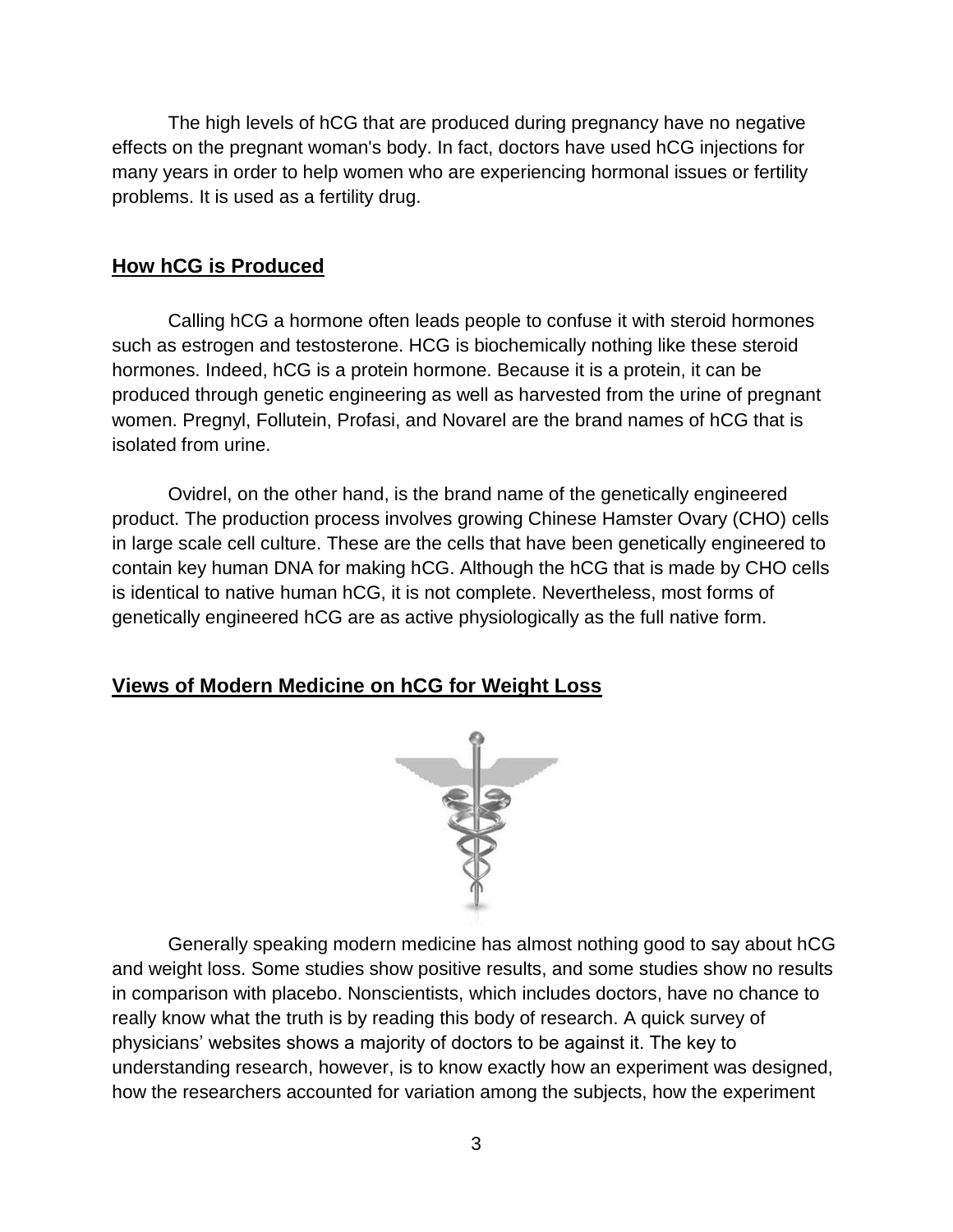The high levels of hCG that are produced during pregnancy have no negative effects on the pregnant woman's body. In fact, doctors have used hCG injections for many years in order to help women who are experiencing hormonal issues or fertility problems. It is used as a fertility drug.

## How hCG is Produced

Calling hCG a hormone often leads people to confuse it with steroid hormones such as estrogen and testosterone. HCG is biochemically nothing like these steroid hormones. Indeed, hCG is a protein hormone. Because it is a protein, it can be produced through genetic engineering as well as harvested from the urine of pregnant women. Pregnyl, Follutein, Profasi, and Novarel are the brand names of hCG that is isolated from urine.

Ovidrel, on the other hand, is the brand name of the genetically engineered product. The production process involves growing Chinese Hamster Ovary (CHO) cells in large scale cell culture. These are the cells that have been genetically engineered to contain key human DNA for making hCG. Although the hCG that is made by CHO cells is identical to native human hCG, it is not complete. Nevertheless, most forms of genetically engineered hCG are as active physiologically as the full native form.

## Views of Modern Medicine on hCG for Weight Loss

Generally speaking modern medicine has almost nothing good to say about hCG and weight loss. Some studies show positive results, and some studies show no results in comparison with placebo. Nonscientists, which includes doctors, have no chance to really know what the truth is by reading this body of research. A quick survey of physicians' websites shows a majority of doctors to be against it. The key to understanding research, however, is to know exactly how an experiment was designed, how the researchers accounted for variation among the subjects, how the experiment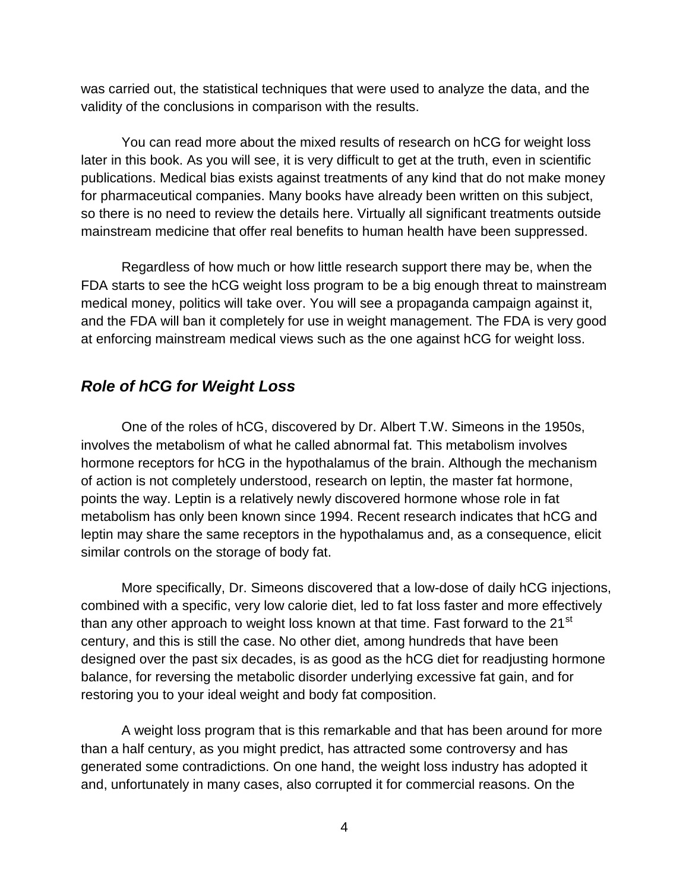was carried out, the statistical techniques that were used to analyze the data, and the validity of the conclusions in comparison with the results.

You can read more about the mixed results of research on hCG for weight loss later in this book. As you will see, it is very difficult to get at the truth, even in scientific publications. Medical bias exists against treatments of any kind that do not make money for pharmaceutical companies. Many books have already been written on this subject, so there is no need to review the details here. Virtually all significant treatments outside mainstream medicine that offer real benefits to human health have been suppressed.

Regardless of how much or how little research support there may be, when the FDA starts to see the hCG weight loss program to be a big enough threat to mainstream medical money, politics will take over. You will see a propaganda campaign against it, and the FDA will ban it completely for use in weight management. The FDA is very good at enforcing mainstream medical views such as the one against hCG for weight loss.

## *Role of hCG for Weight Loss*

One of the roles of hCG, discovered by Dr. Albert T.W. Simeons in the 1950s, involves the metabolism of what he called abnormal fat. This metabolism involves hormone receptors for hCG in the hypothalamus of the brain. Although the mechanism of action is not completely understood, research on leptin, the master fat hormone, points the way. Leptin is a relatively newly discovered hormone whose role in fat metabolism has only been known since 1994. Recent research indicates that hCG and leptin may share the same receptors in the hypothalamus and, as a consequence, elicit similar controls on the storage of body fat.

More specifically, Dr. Simeons discovered that a low-dose of daily hCG injections, combined with a specific, very low calorie diet, led to fat loss faster and more effectively than any other approach to weight loss known at that time. Fast forward to the 21st century, and this is still the case. No other diet, among hundreds that have been designed over the past six decades, is as good as the hCG diet for readjusting hormone balance, for reversing the metabolic disorder underlying excessive fat gain, and for restoring you to your ideal weight and body fat composition.

A weight loss program that is this remarkable and that has been around for more than a half century, as you might predict, has attracted some controversy and has generated some contradictions. On one hand, the weight loss industry has adopted it and, unfortunately in many cases, also corrupted it for commercial reasons. On the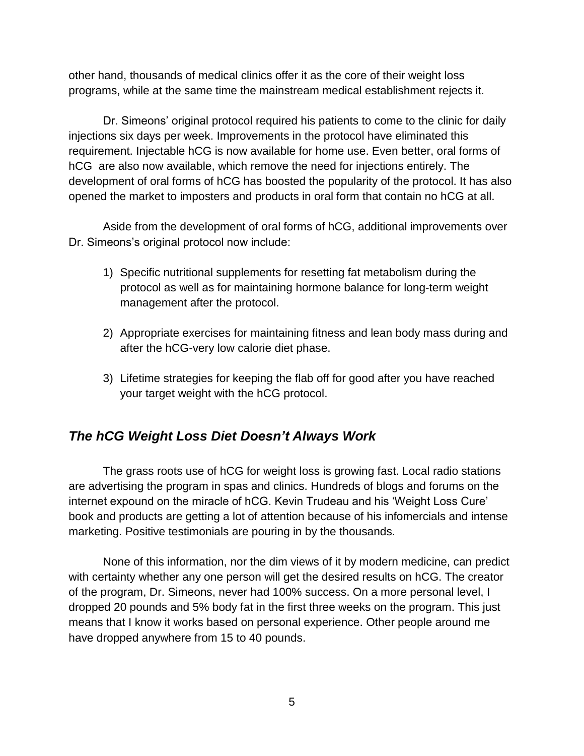other hand, thousands of medical clinics offer it as the core of their weight loss programs, while at the same time the mainstream medical establishment rejects it.

Dr. Simeons' original protocol required his patients to come to the clinic for daily injections six days per week. Improvements in the protocol have eliminated this requirement. Injectable hCG is now available for home use. Even better, oral forms of hCG are also now available, which remove the need for injections entirely. The development of oral forms of hCG has boosted the popularity of the protocol. It has also opened the market to imposters and products in oral form that contain no hCG at all.

Aside from the development of oral forms of hCG, additional improvements over Dr. Simeons's original protocol now include:

1) Specific nutritional supplements for resetting fat metabolism during the protocol as well as for maintaining hormone balance for long-term weight management after the protocol.

2) Appropriate exercises for maintaining fitness and lean body mass during and after the hCG-very low calorie diet phase.

3) Lifetime strategies for keeping the flab off for good after you have reached your target weight with the hCG protocol.

## *The hCG Weight Loss Diet Doesn't Always Work*

The grass roots use of hCG for weight loss is growing fast. Local radio stations are advertising the program in spas and clinics. Hundreds of blogs and forums on the internet expound on the miracle of hCG. Kevin Trudeau and his 'Weight Loss Cure' book and products are getting a lot of attention because of his infomercials and intense marketing. Positive testimonials are pouring in by the thousands.

None of this information, nor the dim views of it by modern medicine, can predict with certainty whether any one person will get the desired results on hCG. The creator of the program, Dr. Simeons, never had 100% success. On a more personal level, I dropped 20 pounds and 5% body fat in the first three weeks on the program. This just means that I know it works based on personal experience. Other people around me have dropped anywhere from 15 to 40 pounds.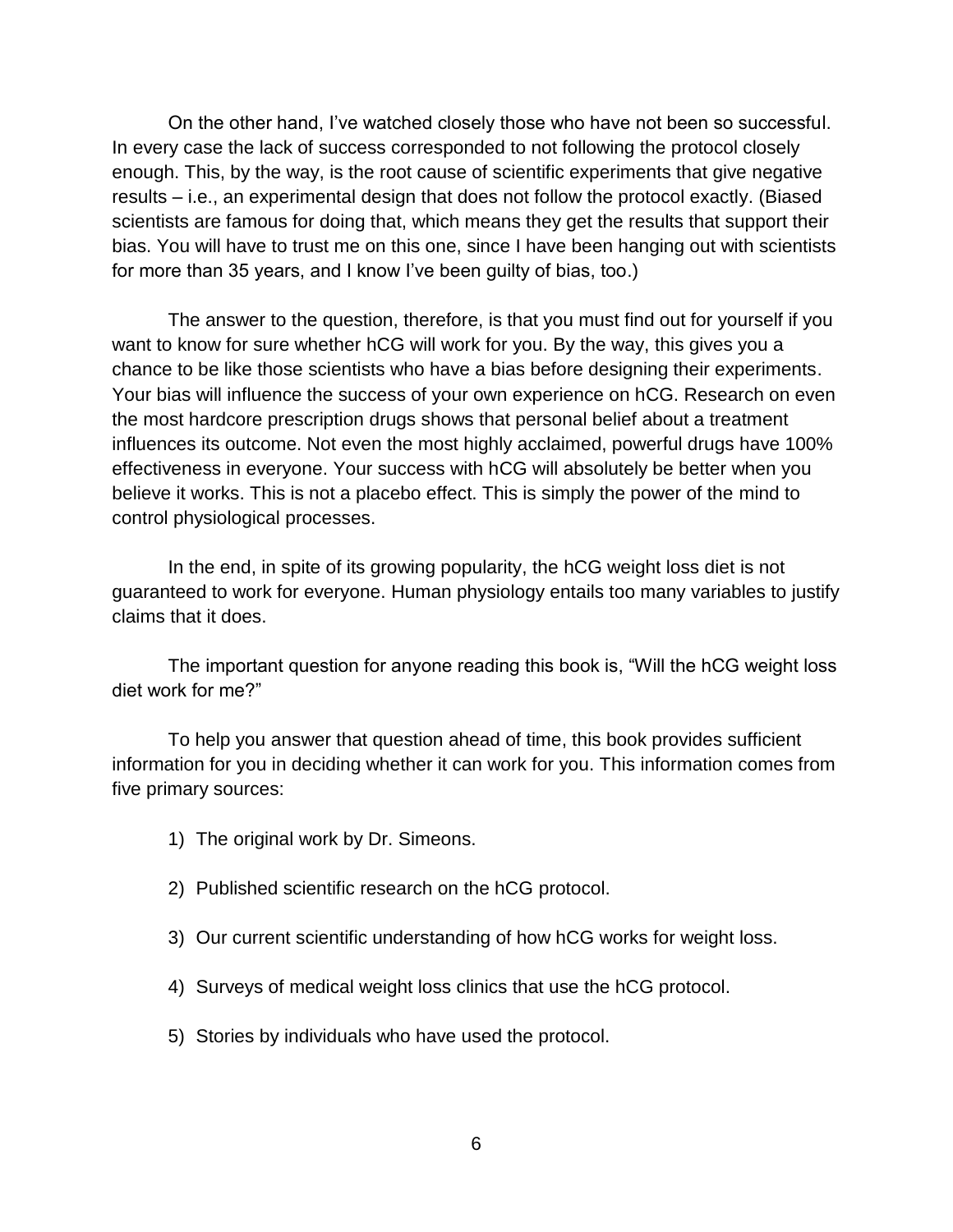On the other hand, I've watched closely those who have not been so successful. In every case the lack of success corresponded to not following the protocol closely enough. This, by the way, is the root cause of scientific experiments that give negative results – i.e., an experimental design that does not follow the protocol exactly. (Biased scientists are famous for doing that, which means they get the results that support their bias. You will have to trust me on this one, since I have been hanging out with scientists for more than 35 years, and I know I've been guilty of bias, too.)

The answer to the question, therefore, is that you must find out for yourself if you want to know for sure whether hCG will work for you. By the way, this gives you a chance to be like those scientists who have a bias before designing their experiments. Your bias will influence the success of your own experience on hCG. Research on even the most hardcore prescription drugs shows that personal belief about a treatment influences its outcome. Not even the most highly acclaimed, powerful drugs have 100% effectiveness in everyone. Your success with hCG will absolutely be better when you believe it works. This is not a placebo effect. This is simply the power of the mind to control physiological processes.

In the end, in spite of its growing popularity, the hCG weight loss diet is not guaranteed to work for everyone. Human physiology entails too many variables to justify claims that it does.

The important question for anyone reading this book is, "Will the hCG weight loss diet work for me?"

To help you answer that question ahead of time, this book provides sufficient information for you in deciding whether it can work for you. This information comes from five primary sources:

1) The original work by Dr. Simeons.

2) Published scientific research on the hCG protocol.

3) Our current scientific understanding of how hCG works for weight loss.

4) Surveys of medical weight loss clinics that use the hCG protocol.

5) Stories by individuals who have used the protocol.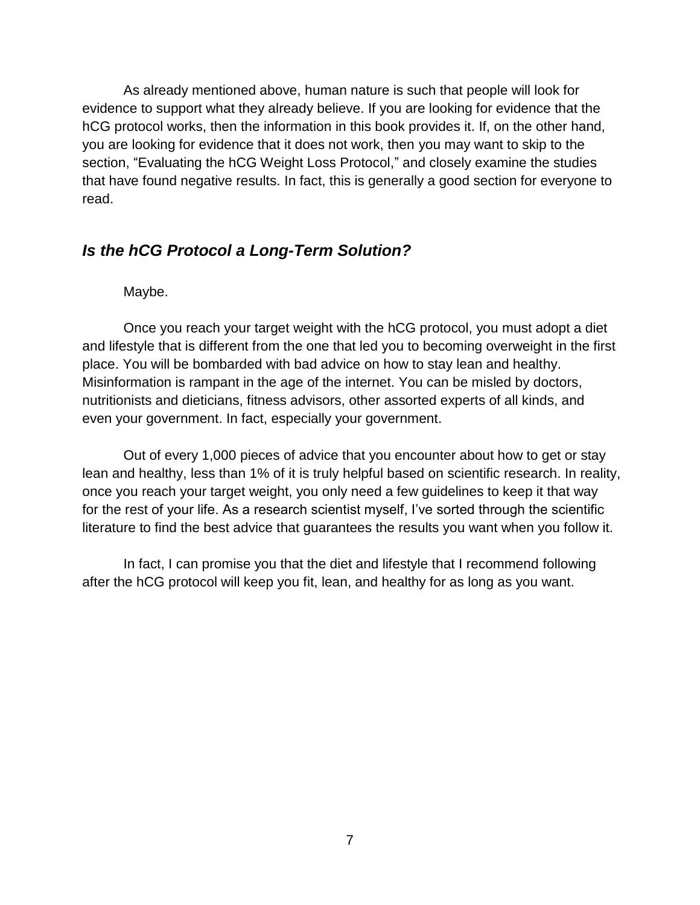As already mentioned above, human nature is such that people will look for evidence to support what they already believe. If you are looking for evidence that the hCG protocol works, then the information in this book provides it. If, on the other hand, you are looking for evidence that it does not work, then you may want to skip to the section, "Evaluating the hCG Weight Loss Protocol," and closely examine the studies that have found negative results. In fact, this is generally a good section for everyone to read.

## *Is the hCG Protocol a Long-Term Solution?*

Maybe.

Once you reach your target weight with the hCG protocol, you must adopt a diet and lifestyle that is different from the one that led you to becoming overweight in the first place. You will be bombarded with bad advice on how to stay lean and healthy. Misinformation is rampant in the age of the internet. You can be misled by doctors, nutritionists and dieticians, fitness advisors, other assorted experts of all kinds, and even your government. In fact, especially your government.

Out of every 1,000 pieces of advice that you encounter about how to get or stay lean and healthy, less than 1% of it is truly helpful based on scientific research. In reality, once you reach your target weight, you only need a few guidelines to keep it that way for the rest of your life. As a research scientist myself, I've sorted through the scientific literature to find the best advice that guarantees the results you want when you follow it.

In fact, I can promise you that the diet and lifestyle that I recommend following after the hCG protocol will keep you fit, lean, and healthy for as long as you want.